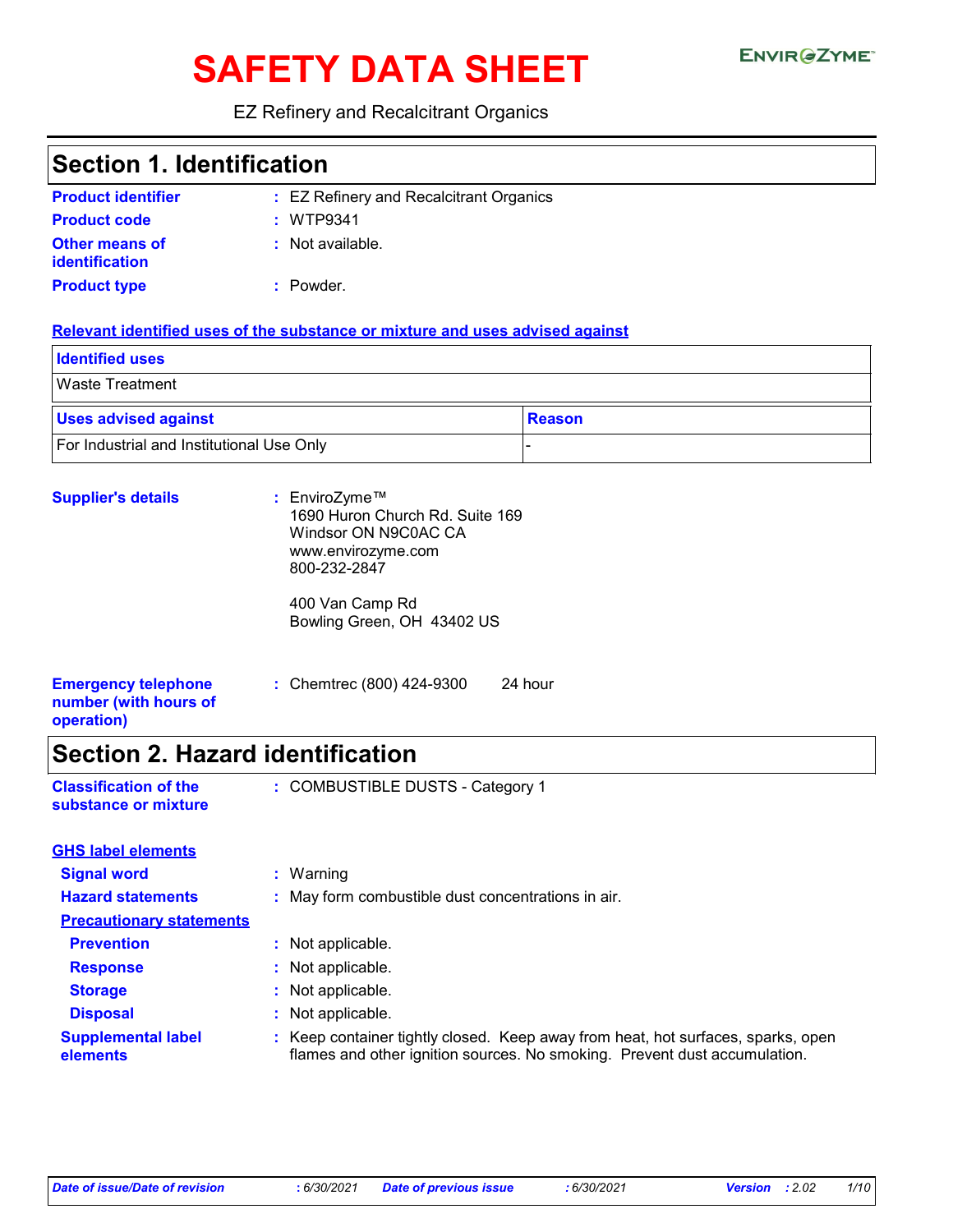# SAFETY DATA SHEET

EnvirOZyme™

EZ Refinery and Recalcitrant Organics

## Section 1. Identification

**Product identifier** : EZ Refinery and Recalcitrant Organics

**Product code** : WTP9341

**Other means of identification** : Not available.

**Product type** : Powder.

**Relevant identified uses of the substance or mixture and uses advised against**

| Identified uses |
|---|
| Waste Treatment |

| Uses advised against | Reason |
|---|---|
| For Industrial and Institutional Use Only | - |

**Supplier's details** : EnviroZyme™
1690 Huron Church Rd. Suite 169
Windsor ON N9C0AC CA
www.envirozyme.com
800-232-2847

400 Van Camp Rd
Bowling Green, OH 43402 US

**Emergency telephone number (with hours of operation)** : Chemtrec (800) 424-9300 24 hour

## Section 2. Hazard identification

**Classification of the substance or mixture** : COMBUSTIBLE DUSTS - Category 1

**GHS label elements**

**Signal word** : Warning

**Hazard statements** : May form combustible dust concentrations in air.

**Precautionary statements**

**Prevention** : Not applicable.

**Response** : Not applicable.

**Storage** : Not applicable.

**Disposal** : Not applicable.

**Supplemental label elements** : Keep container tightly closed. Keep away from heat, hot surfaces, sparks, open flames and other ignition sources. No smoking. Prevent dust accumulation.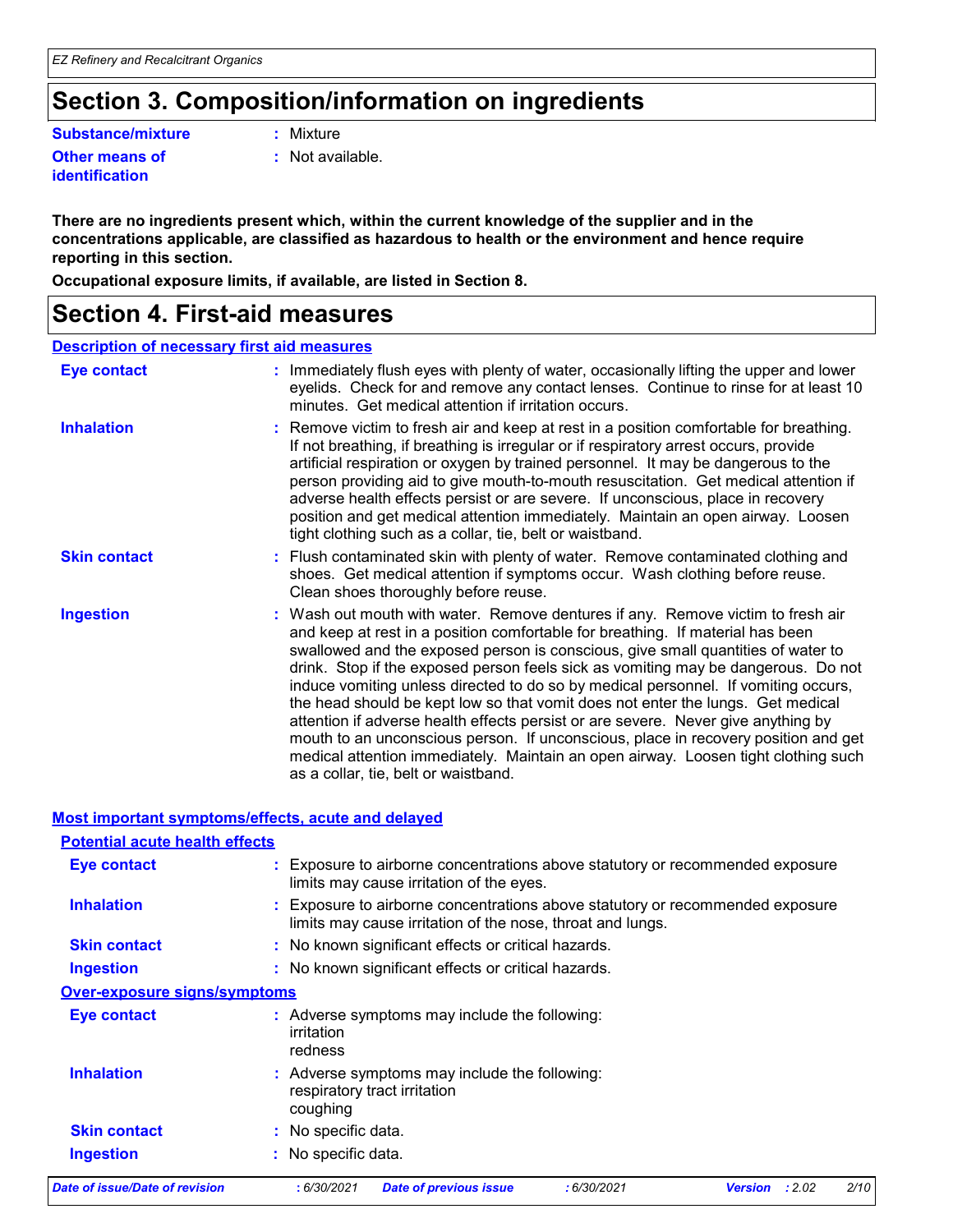# Section 3. Composition/information on ingredients

**Substance/mixture** : Mixture

**Other means of identification** : Not available.

**There are no ingredients present which, within the current knowledge of the supplier and in the concentrations applicable, are classified as hazardous to health or the environment and hence require reporting in this section.**

**Occupational exposure limits, if available, are listed in Section 8.**

# Section 4. First-aid measures

## Description of necessary first aid measures

**Eye contact** : Immediately flush eyes with plenty of water, occasionally lifting the upper and lower eyelids. Check for and remove any contact lenses. Continue to rinse for at least 10 minutes. Get medical attention if irritation occurs.

**Inhalation** : Remove victim to fresh air and keep at rest in a position comfortable for breathing. If not breathing, if breathing is irregular or if respiratory arrest occurs, provide artificial respiration or oxygen by trained personnel. It may be dangerous to the person providing aid to give mouth-to-mouth resuscitation. Get medical attention if adverse health effects persist or are severe. If unconscious, place in recovery position and get medical attention immediately. Maintain an open airway. Loosen tight clothing such as a collar, tie, belt or waistband.

**Skin contact** : Flush contaminated skin with plenty of water. Remove contaminated clothing and shoes. Get medical attention if symptoms occur. Wash clothing before reuse. Clean shoes thoroughly before reuse.

**Ingestion** : Wash out mouth with water. Remove dentures if any. Remove victim to fresh air and keep at rest in a position comfortable for breathing. If material has been swallowed and the exposed person is conscious, give small quantities of water to drink. Stop if the exposed person feels sick as vomiting may be dangerous. Do not induce vomiting unless directed to do so by medical personnel. If vomiting occurs, the head should be kept low so that vomit does not enter the lungs. Get medical attention if adverse health effects persist or are severe. Never give anything by mouth to an unconscious person. If unconscious, place in recovery position and get medical attention immediately. Maintain an open airway. Loosen tight clothing such as a collar, tie, belt or waistband.

## Most important symptoms/effects, acute and delayed

### Potential acute health effects

**Eye contact** : Exposure to airborne concentrations above statutory or recommended exposure limits may cause irritation of the eyes.

**Inhalation** : Exposure to airborne concentrations above statutory or recommended exposure limits may cause irritation of the nose, throat and lungs.

**Skin contact** : No known significant effects or critical hazards.

**Ingestion** : No known significant effects or critical hazards.

### Over-exposure signs/symptoms

**Eye contact** : Adverse symptoms may include the following:
irritation
redness

**Inhalation** : Adverse symptoms may include the following:
respiratory tract irritation
coughing

**Skin contact** : No specific data.

**Ingestion** : No specific data.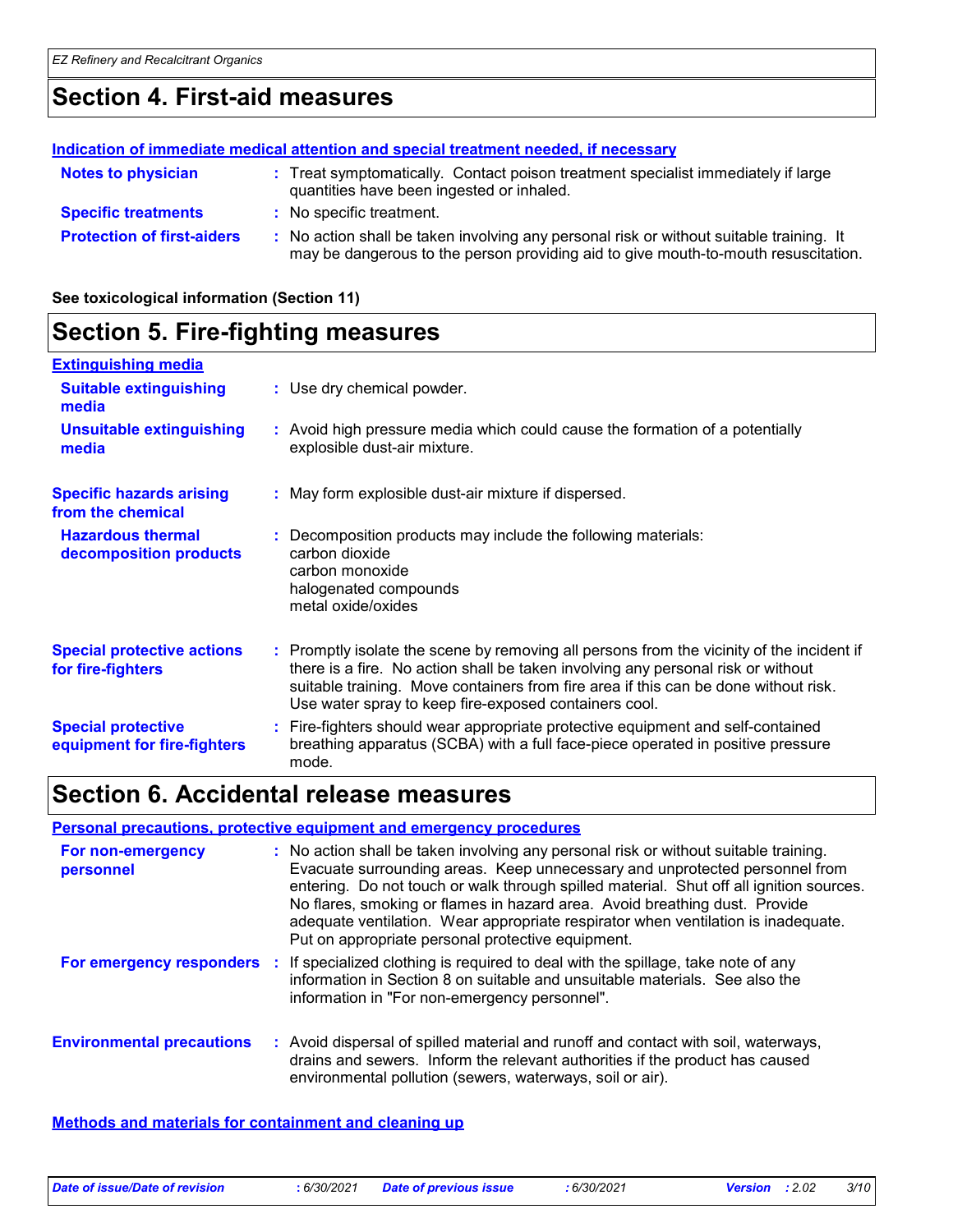# Section 4. First-aid measures

**Indication of immediate medical attention and special treatment needed, if necessary**

| | |
|---|---|
| **Notes to physician** | : Treat symptomatically. Contact poison treatment specialist immediately if large quantities have been ingested or inhaled. |
| **Specific treatments** | : No specific treatment. |
| **Protection of first-aiders** | : No action shall be taken involving any personal risk or without suitable training. It may be dangerous to the person providing aid to give mouth-to-mouth resuscitation. |

**See toxicological information (Section 11)**

# Section 5. Fire-fighting measures

**Extinguishing media**

| | |
|---|---|
| **Suitable extinguishing media** | : Use dry chemical powder. |
| **Unsuitable extinguishing media** | : Avoid high pressure media which could cause the formation of a potentially explosible dust-air mixture. |
| **Specific hazards arising from the chemical** | : May form explosible dust-air mixture if dispersed. |
| **Hazardous thermal decomposition products** | : Decomposition products may include the following materials:<br>carbon dioxide<br>carbon monoxide<br>halogenated compounds<br>metal oxide/oxides |
| **Special protective actions for fire-fighters** | : Promptly isolate the scene by removing all persons from the vicinity of the incident if there is a fire. No action shall be taken involving any personal risk or without suitable training. Move containers from fire area if this can be done without risk. Use water spray to keep fire-exposed containers cool. |
| **Special protective equipment for fire-fighters** | : Fire-fighters should wear appropriate protective equipment and self-contained breathing apparatus (SCBA) with a full face-piece operated in positive pressure mode. |

# Section 6. Accidental release measures

**Personal precautions, protective equipment and emergency procedures**

| | |
|---|---|
| **For non-emergency personnel** | : No action shall be taken involving any personal risk or without suitable training. Evacuate surrounding areas. Keep unnecessary and unprotected personnel from entering. Do not touch or walk through spilled material. Shut off all ignition sources. No flares, smoking or flames in hazard area. Avoid breathing dust. Provide adequate ventilation. Wear appropriate respirator when ventilation is inadequate. Put on appropriate personal protective equipment. |
| **For emergency responders** | : If specialized clothing is required to deal with the spillage, take note of any information in Section 8 on suitable and unsuitable materials. See also the information in "For non-emergency personnel". |
| **Environmental precautions** | : Avoid dispersal of spilled material and runoff and contact with soil, waterways, drains and sewers. Inform the relevant authorities if the product has caused environmental pollution (sewers, waterways, soil or air). |

**Methods and materials for containment and cleaning up**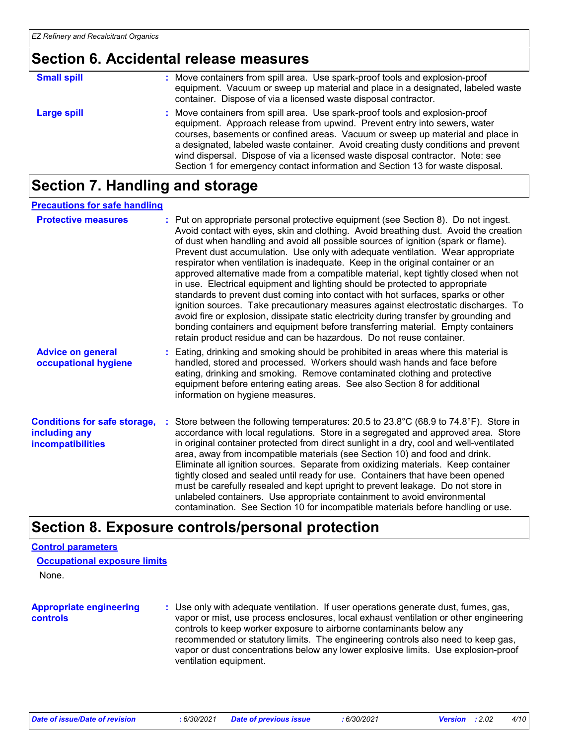## Section 6. Accidental release measures

**Small spill** : Move containers from spill area. Use spark-proof tools and explosion-proof equipment. Vacuum or sweep up material and place in a designated, labeled waste container. Dispose of via a licensed waste disposal contractor.

**Large spill** : Move containers from spill area. Use spark-proof tools and explosion-proof equipment. Approach release from upwind. Prevent entry into sewers, water courses, basements or confined areas. Vacuum or sweep up material and place in a designated, labeled waste container. Avoid creating dusty conditions and prevent wind dispersal. Dispose of via a licensed waste disposal contractor. Note: see Section 1 for emergency contact information and Section 13 for waste disposal.

## Section 7. Handling and storage

### Precautions for safe handling

**Protective measures** : Put on appropriate personal protective equipment (see Section 8). Do not ingest. Avoid contact with eyes, skin and clothing. Avoid breathing dust. Avoid the creation of dust when handling and avoid all possible sources of ignition (spark or flame). Prevent dust accumulation. Use only with adequate ventilation. Wear appropriate respirator when ventilation is inadequate. Keep in the original container or an approved alternative made from a compatible material, kept tightly closed when not in use. Electrical equipment and lighting should be protected to appropriate standards to prevent dust coming into contact with hot surfaces, sparks or other ignition sources. Take precautionary measures against electrostatic discharges. To avoid fire or explosion, dissipate static electricity during transfer by grounding and bonding containers and equipment before transferring material. Empty containers retain product residue and can be hazardous. Do not reuse container.

**Advice on general occupational hygiene** : Eating, drinking and smoking should be prohibited in areas where this material is handled, stored and processed. Workers should wash hands and face before eating, drinking and smoking. Remove contaminated clothing and protective equipment before entering eating areas. See also Section 8 for additional information on hygiene measures.

**Conditions for safe storage, including any incompatibilities** : Store between the following temperatures: 20.5 to 23.8°C (68.9 to 74.8°F). Store in accordance with local regulations. Store in a segregated and approved area. Store in original container protected from direct sunlight in a dry, cool and well-ventilated area, away from incompatible materials (see Section 10) and food and drink. Eliminate all ignition sources. Separate from oxidizing materials. Keep container tightly closed and sealed until ready for use. Containers that have been opened must be carefully resealed and kept upright to prevent leakage. Do not store in unlabeled containers. Use appropriate containment to avoid environmental contamination. See Section 10 for incompatible materials before handling or use.

## Section 8. Exposure controls/personal protection

### Control parameters

#### Occupational exposure limits

None.

**Appropriate engineering controls** : Use only with adequate ventilation. If user operations generate dust, fumes, gas, vapor or mist, use process enclosures, local exhaust ventilation or other engineering controls to keep worker exposure to airborne contaminants below any recommended or statutory limits. The engineering controls also need to keep gas, vapor or dust concentrations below any lower explosive limits. Use explosion-proof ventilation equipment.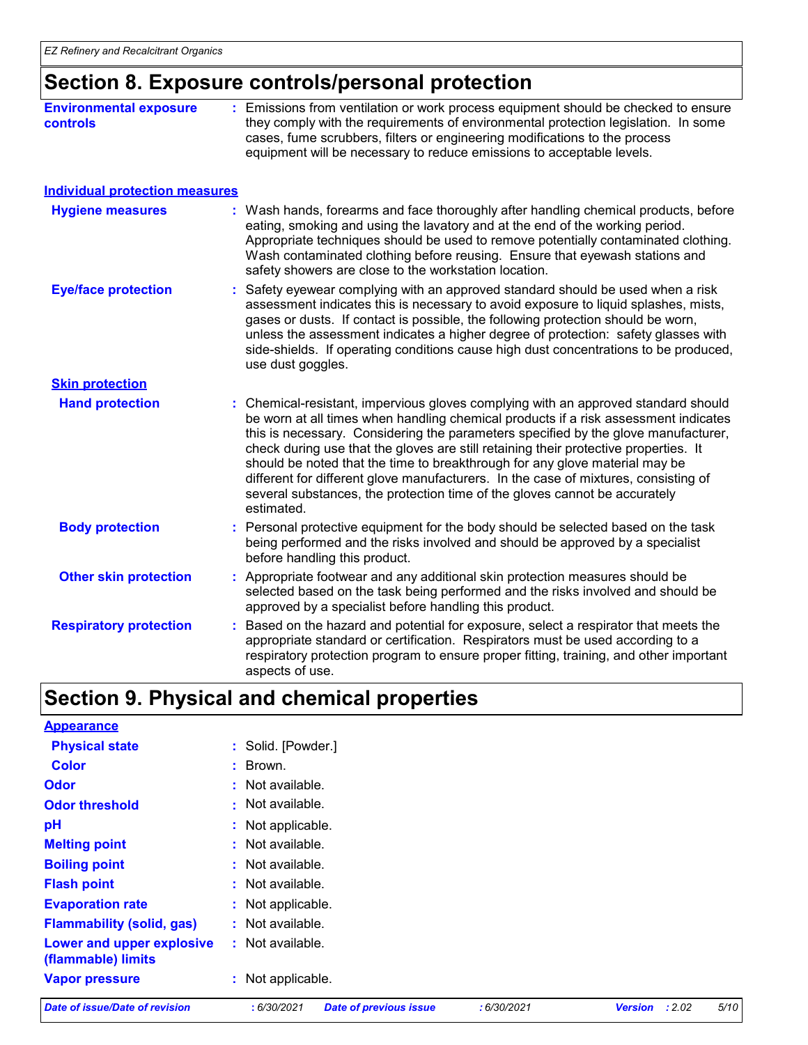## Section 8. Exposure controls/personal protection

**Environmental exposure controls** : Emissions from ventilation or work process equipment should be checked to ensure they comply with the requirements of environmental protection legislation. In some cases, fume scrubbers, filters or engineering modifications to the process equipment will be necessary to reduce emissions to acceptable levels.

### Individual protection measures

**Hygiene measures** : Wash hands, forearms and face thoroughly after handling chemical products, before eating, smoking and using the lavatory and at the end of the working period. Appropriate techniques should be used to remove potentially contaminated clothing. Wash contaminated clothing before reusing. Ensure that eyewash stations and safety showers are close to the workstation location.

**Eye/face protection** : Safety eyewear complying with an approved standard should be used when a risk assessment indicates this is necessary to avoid exposure to liquid splashes, mists, gases or dusts. If contact is possible, the following protection should be worn, unless the assessment indicates a higher degree of protection: safety glasses with side-shields. If operating conditions cause high dust concentrations to be produced, use dust goggles.

**Skin protection**

**Hand protection** : Chemical-resistant, impervious gloves complying with an approved standard should be worn at all times when handling chemical products if a risk assessment indicates this is necessary. Considering the parameters specified by the glove manufacturer, check during use that the gloves are still retaining their protective properties. It should be noted that the time to breakthrough for any glove material may be different for different glove manufacturers. In the case of mixtures, consisting of several substances, the protection time of the gloves cannot be accurately estimated.

**Body protection** : Personal protective equipment for the body should be selected based on the task being performed and the risks involved and should be approved by a specialist before handling this product.

**Other skin protection** : Appropriate footwear and any additional skin protection measures should be selected based on the task being performed and the risks involved and should be approved by a specialist before handling this product.

**Respiratory protection** : Based on the hazard and potential for exposure, select a respirator that meets the appropriate standard or certification. Respirators must be used according to a respiratory protection program to ensure proper fitting, training, and other important aspects of use.

## Section 9. Physical and chemical properties

**Appearance**

**Physical state** : Solid. [Powder.]

**Color** : Brown.

**Odor** : Not available.

**Odor threshold** : Not available.

**pH** : Not applicable.

**Melting point** : Not available.

**Boiling point** : Not available.

**Flash point** : Not available.

**Evaporation rate** : Not applicable.

**Flammability (solid, gas)** : Not available.

**Lower and upper explosive (flammable) limits** : Not available.

**Vapor pressure** : Not applicable.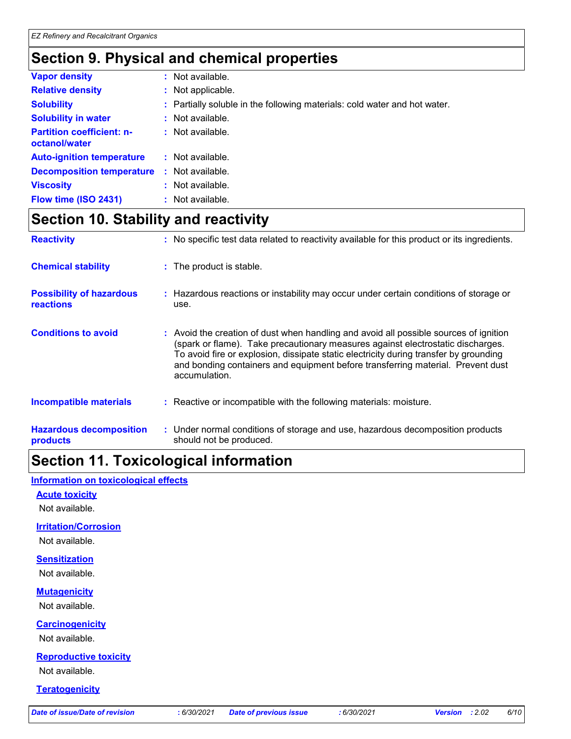## Section 9. Physical and chemical properties

| | |
|---|---|
| **Vapor density** | : Not available. |
| **Relative density** | : Not applicable. |
| **Solubility** | : Partially soluble in the following materials: cold water and hot water. |
| **Solubility in water** | : Not available. |
| **Partition coefficient: n-octanol/water** | : Not available. |
| **Auto-ignition temperature** | : Not available. |
| **Decomposition temperature** | : Not available. |
| **Viscosity** | : Not available. |
| **Flow time (ISO 2431)** | : Not available. |

## Section 10. Stability and reactivity

| | |
|---|---|
| **Reactivity** | : No specific test data related to reactivity available for this product or its ingredients. |
| **Chemical stability** | : The product is stable. |
| **Possibility of hazardous reactions** | : Hazardous reactions or instability may occur under certain conditions of storage or use. |
| **Conditions to avoid** | : Avoid the creation of dust when handling and avoid all possible sources of ignition (spark or flame). Take precautionary measures against electrostatic discharges. To avoid fire or explosion, dissipate static electricity during transfer by grounding and bonding containers and equipment before transferring material. Prevent dust accumulation. |
| **Incompatible materials** | : Reactive or incompatible with the following materials: moisture. |
| **Hazardous decomposition products** | : Under normal conditions of storage and use, hazardous decomposition products should not be produced. |

## Section 11. Toxicological information

### Information on toxicological effects

**Acute toxicity**

Not available.

**Irritation/Corrosion**

Not available.

**Sensitization**

Not available.

**Mutagenicity**

Not available.

**Carcinogenicity**

Not available.

**Reproductive toxicity**

Not available.

**Teratogenicity**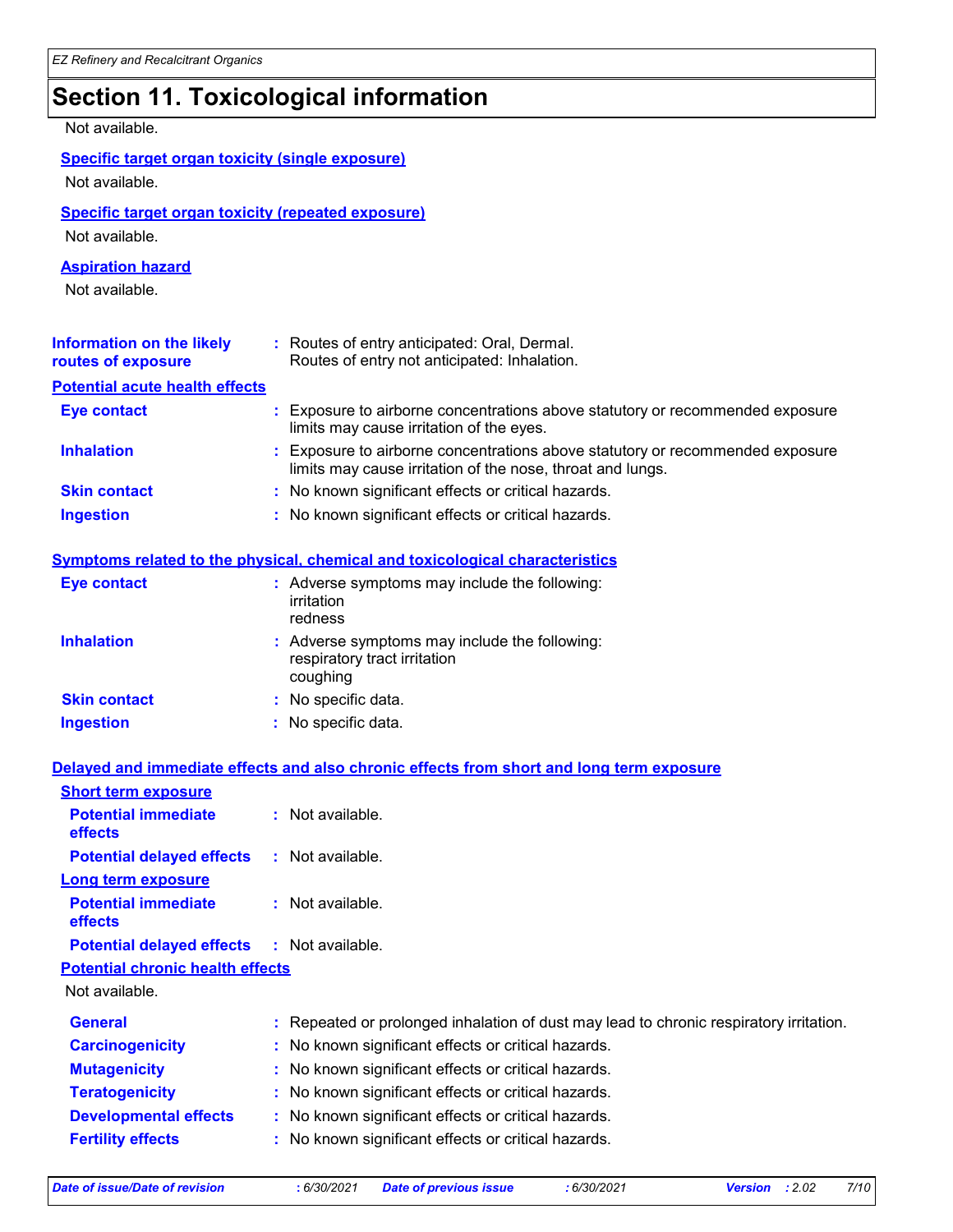# Section 11. Toxicological information

Not available.

### Specific target organ toxicity (single exposure)

Not available.

### Specific target organ toxicity (repeated exposure)

Not available.

### Aspiration hazard

Not available.

**Information on the likely routes of exposure** : Routes of entry anticipated: Oral, Dermal.
Routes of entry not anticipated: Inhalation.

### Potential acute health effects

**Eye contact** : Exposure to airborne concentrations above statutory or recommended exposure limits may cause irritation of the eyes.

**Inhalation** : Exposure to airborne concentrations above statutory or recommended exposure limits may cause irritation of the nose, throat and lungs.

**Skin contact** : No known significant effects or critical hazards.

**Ingestion** : No known significant effects or critical hazards.

### Symptoms related to the physical, chemical and toxicological characteristics

**Eye contact** : Adverse symptoms may include the following:
irritation
redness

**Inhalation** : Adverse symptoms may include the following:
respiratory tract irritation
coughing

**Skin contact** : No specific data.

**Ingestion** : No specific data.

### Delayed and immediate effects and also chronic effects from short and long term exposure

#### Short term exposure

**Potential immediate effects** : Not available.

**Potential delayed effects** : Not available.

#### Long term exposure

**Potential immediate effects** : Not available.

**Potential delayed effects** : Not available.

#### Potential chronic health effects

Not available.

**General** : Repeated or prolonged inhalation of dust may lead to chronic respiratory irritation.

**Carcinogenicity** : No known significant effects or critical hazards.

**Mutagenicity** : No known significant effects or critical hazards.

**Teratogenicity** : No known significant effects or critical hazards.

**Developmental effects** : No known significant effects or critical hazards.

**Fertility effects** : No known significant effects or critical hazards.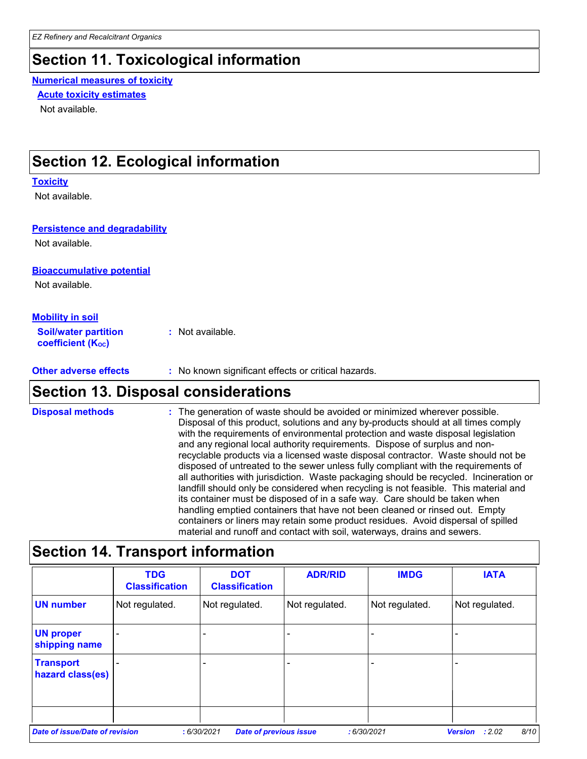## Section 11. Toxicological information

**Numerical measures of toxicity**

**Acute toxicity estimates**

Not available.

## Section 12. Ecological information

**Toxicity**

Not available.

**Persistence and degradability**

Not available.

**Bioaccumulative potential**

Not available.

**Mobility in soil**

**Soil/water partition coefficient ($K_{OC}$)** : Not available.

**Other adverse effects** : No known significant effects or critical hazards.

## Section 13. Disposal considerations

**Disposal methods** : The generation of waste should be avoided or minimized wherever possible. Disposal of this product, solutions and any by-products should at all times comply with the requirements of environmental protection and waste disposal legislation and any regional local authority requirements. Dispose of surplus and non-recyclable products via a licensed waste disposal contractor. Waste should not be disposed of untreated to the sewer unless fully compliant with the requirements of all authorities with jurisdiction. Waste packaging should be recycled. Incineration or landfill should only be considered when recycling is not feasible. This material and its container must be disposed of in a safe way. Care should be taken when handling emptied containers that have not been cleaned or rinsed out. Empty containers or liners may retain some product residues. Avoid dispersal of spilled material and runoff and contact with soil, waterways, drains and sewers.

## Section 14. Transport information

| | TDG Classification | DOT Classification | ADR/RID | IMDG | IATA |
|---|---|---|---|---|---|
| **UN number** | Not regulated. | Not regulated. | Not regulated. | Not regulated. | Not regulated. |
| **UN proper shipping name** | - | - | - | - | - |
| **Transport hazard class(es)** | - | - | - | - | - |
| | | | | | |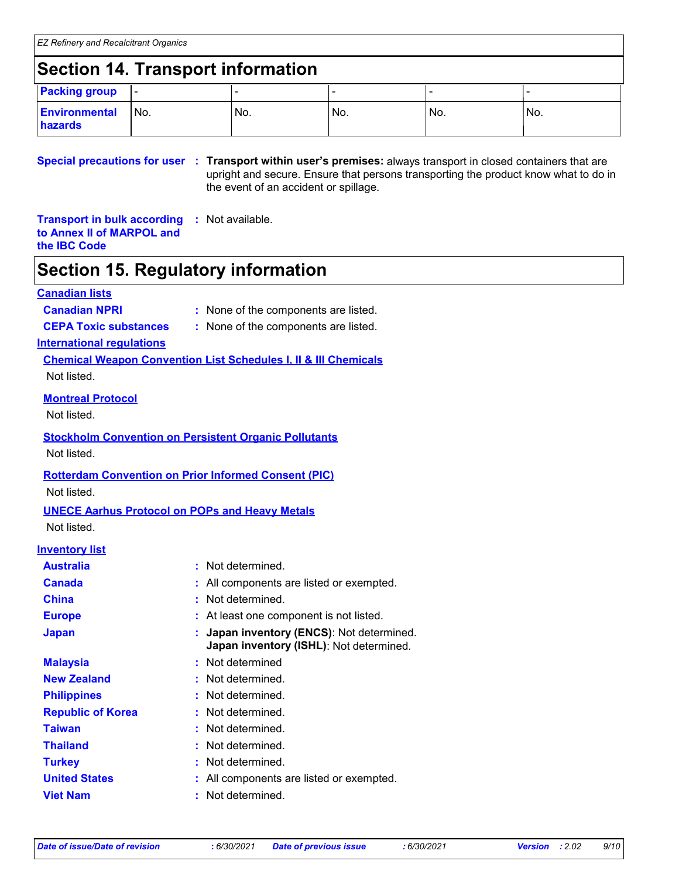## Section 14. Transport information

| | | | | | |
|---|---|---|---|---|---|
| **Packing group** | - | - | - | - | - |
| **Environmental hazards** | No. | No. | No. | No. | No. |

**Special precautions for user** : **Transport within user's premises:** always transport in closed containers that are upright and secure. Ensure that persons transporting the product know what to do in the event of an accident or spillage.

**Transport in bulk according to Annex II of MARPOL and the IBC Code** : Not available.

## Section 15. Regulatory information

**Canadian lists**

**Canadian NPRI** : None of the components are listed.

**CEPA Toxic substances** : None of the components are listed.

**International regulations**

**Chemical Weapon Convention List Schedules I, II & III Chemicals**

Not listed.

**Montreal Protocol**

Not listed.

**Stockholm Convention on Persistent Organic Pollutants**

Not listed.

**Rotterdam Convention on Prior Informed Consent (PIC)**

Not listed.

**UNECE Aarhus Protocol on POPs and Heavy Metals**

Not listed.

**Inventory list**

**Australia** : Not determined.

**Canada** : All components are listed or exempted.

**China** : Not determined.

**Europe** : At least one component is not listed.

**Japan** : **Japan inventory (ENCS)**: Not determined.
**Japan inventory (ISHL)**: Not determined.

**Malaysia** : Not determined

**New Zealand** : Not determined.

**Philippines** : Not determined.

**Republic of Korea** : Not determined.

**Taiwan** : Not determined.

**Thailand** : Not determined.

**Turkey** : Not determined.

**United States** : All components are listed or exempted.

**Viet Nam** : Not determined.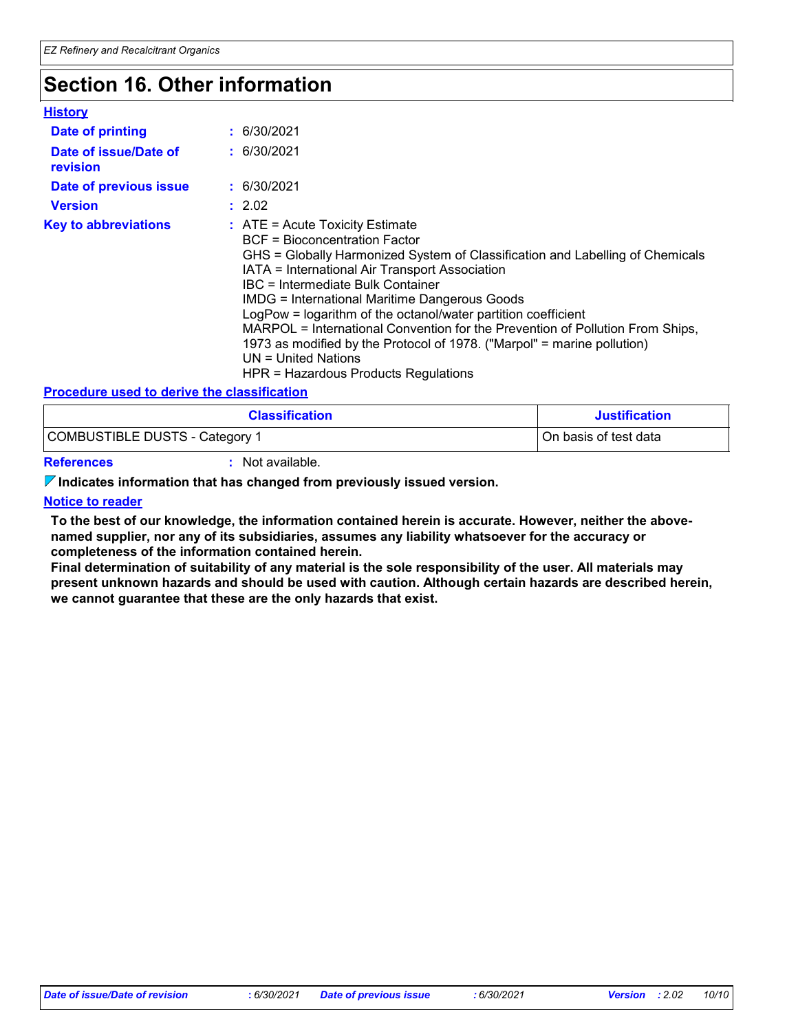# Section 16. Other information

**History**

**Date of printing** : 6/30/2021

**Date of issue/Date of revision** : 6/30/2021

**Date of previous issue** : 6/30/2021

**Version** : 2.02

**Key to abbreviations** : ATE = Acute Toxicity Estimate
BCF = Bioconcentration Factor
GHS = Globally Harmonized System of Classification and Labelling of Chemicals
IATA = International Air Transport Association
IBC = Intermediate Bulk Container
IMDG = International Maritime Dangerous Goods
LogPow = logarithm of the octanol/water partition coefficient
MARPOL = International Convention for the Prevention of Pollution From Ships, 1973 as modified by the Protocol of 1978. ("Marpol" = marine pollution)
UN = United Nations
HPR = Hazardous Products Regulations

**Procedure used to derive the classification**

| Classification | Justification |
| --- | --- |
| COMBUSTIBLE DUSTS - Category 1 | On basis of test data |

**References** : Not available.

**Indicates information that has changed from previously issued version.**

**Notice to reader**

**To the best of our knowledge, the information contained herein is accurate. However, neither the above-named supplier, nor any of its subsidiaries, assumes any liability whatsoever for the accuracy or completeness of the information contained herein.**
**Final determination of suitability of any material is the sole responsibility of the user. All materials may present unknown hazards and should be used with caution. Although certain hazards are described herein, we cannot guarantee that these are the only hazards that exist.**